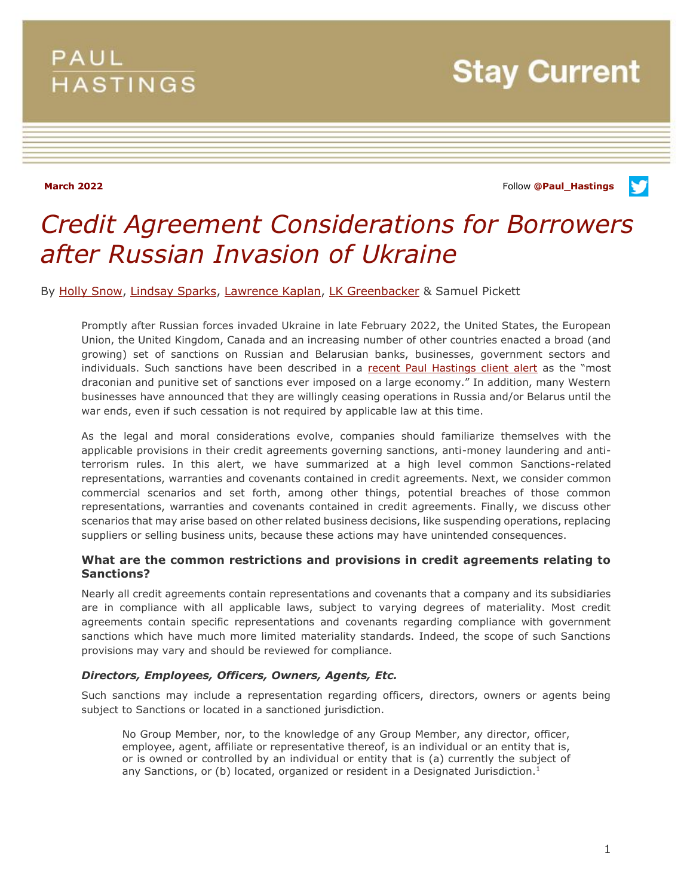PAUL HASTINGS

Stay Current

**March 2022**

Follow **@Paul_Hastings**

# *Credit Agreement Considerations for Borrowers after Russian Invasion of Ukraine*

By Holly Snow, Lindsay Sparks, Lawrence Kaplan, LK Greenbacker & Samuel Pickett

Promptly after Russian forces invaded Ukraine in late February 2022, the United States, the European Union, the United Kingdom, Canada and an increasing number of other countries enacted a broad (and growing) set of sanctions on Russian and Belarusian banks, businesses, government sectors and individuals. Such sanctions have been described in a recent Paul Hastings client alert as the "most draconian and punitive set of sanctions ever imposed on a large economy." In addition, many Western businesses have announced that they are willingly ceasing operations in Russia and/or Belarus until the war ends, even if such cessation is not required by applicable law at this time.

As the legal and moral considerations evolve, companies should familiarize themselves with the applicable provisions in their credit agreements governing sanctions, anti-money laundering and anti-terrorism rules. In this alert, we have summarized at a high level common Sanctions-related representations, warranties and covenants contained in credit agreements. Next, we consider common commercial scenarios and set forth, among other things, potential breaches of those common representations, warranties and covenants contained in credit agreements. Finally, we discuss other scenarios that may arise based on other related business decisions, like suspending operations, replacing suppliers or selling business units, because these actions may have unintended consequences.

### What are the common restrictions and provisions in credit agreements relating to Sanctions?

Nearly all credit agreements contain representations and covenants that a company and its subsidiaries are in compliance with all applicable laws, subject to varying degrees of materiality. Most credit agreements contain specific representations and covenants regarding compliance with government sanctions which have much more limited materiality standards. Indeed, the scope of such Sanctions provisions may vary and should be reviewed for compliance.

#### *Directors, Employees, Officers, Owners, Agents, Etc.*

Such sanctions may include a representation regarding officers, directors, owners or agents being subject to Sanctions or located in a sanctioned jurisdiction.

> No Group Member, nor, to the knowledge of any Group Member, any director, officer, employee, agent, affiliate or representative thereof, is an individual or an entity that is, or is owned or controlled by an individual or entity that is (a) currently the subject of any Sanctions, or (b) located, organized or resident in a Designated Jurisdiction.[1]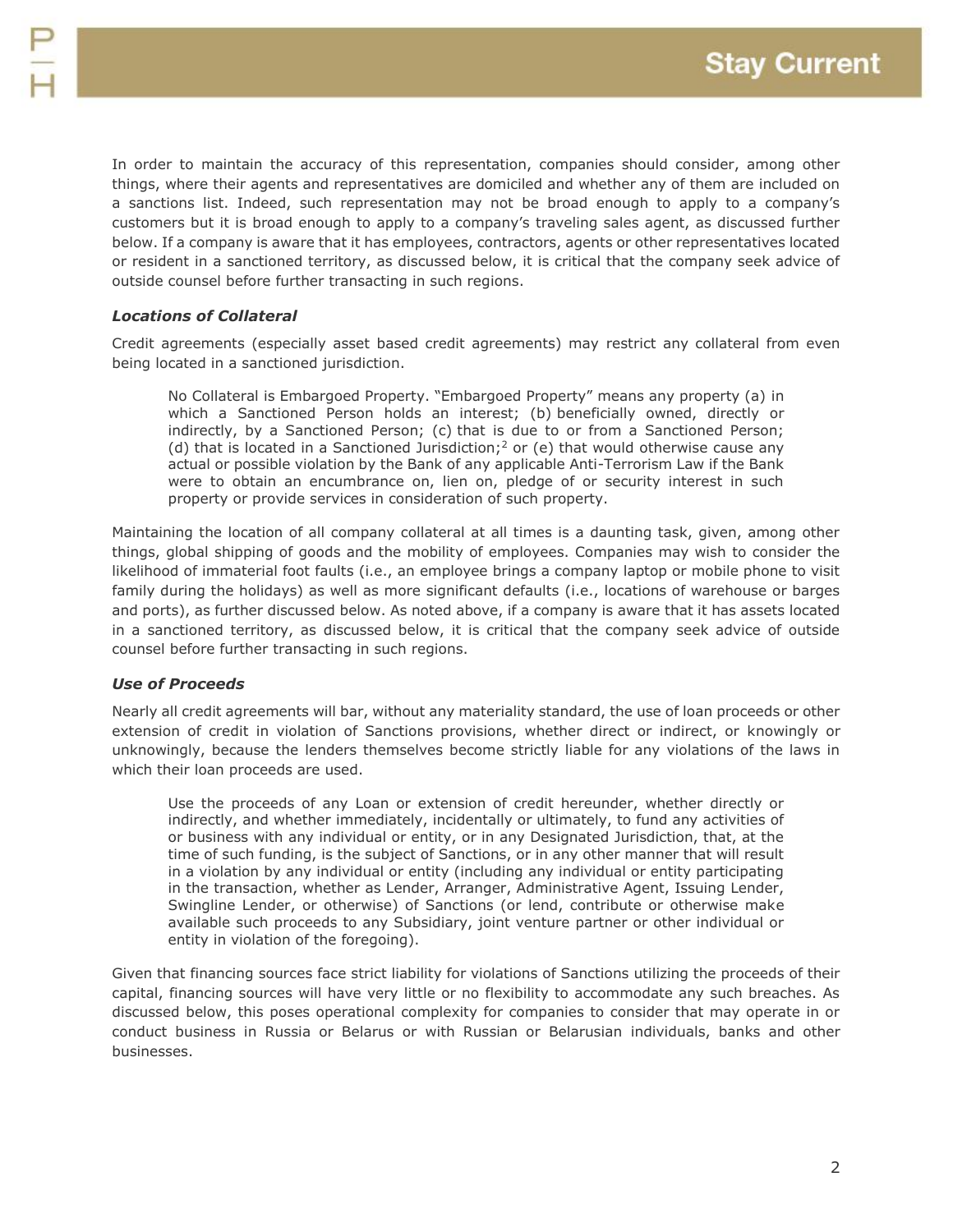In order to maintain the accuracy of this representation, companies should consider, among other things, where their agents and representatives are domiciled and whether any of them are included on a sanctions list. Indeed, such representation may not be broad enough to apply to a company's customers but it is broad enough to apply to a company's traveling sales agent, as discussed further below. If a company is aware that it has employees, contractors, agents or other representatives located or resident in a sanctioned territory, as discussed below, it is critical that the company seek advice of outside counsel before further transacting in such regions.

### *Locations of Collateral*

Credit agreements (especially asset based credit agreements) may restrict any collateral from even being located in a sanctioned jurisdiction.

> No Collateral is Embargoed Property. "Embargoed Property" means any property (a) in which a Sanctioned Person holds an interest; (b) beneficially owned, directly or indirectly, by a Sanctioned Person; (c) that is due to or from a Sanctioned Person; (d) that is located in a Sanctioned Jurisdiction;[2] or (e) that would otherwise cause any actual or possible violation by the Bank of any applicable Anti-Terrorism Law if the Bank were to obtain an encumbrance on, lien on, pledge of or security interest in such property or provide services in consideration of such property.

Maintaining the location of all company collateral at all times is a daunting task, given, among other things, global shipping of goods and the mobility of employees. Companies may wish to consider the likelihood of immaterial foot faults (i.e., an employee brings a company laptop or mobile phone to visit family during the holidays) as well as more significant defaults (i.e., locations of warehouse or barges and ports), as further discussed below. As noted above, if a company is aware that it has assets located in a sanctioned territory, as discussed below, it is critical that the company seek advice of outside counsel before further transacting in such regions.

### *Use of Proceeds*

Nearly all credit agreements will bar, without any materiality standard, the use of loan proceeds or other extension of credit in violation of Sanctions provisions, whether direct or indirect, or knowingly or unknowingly, because the lenders themselves become strictly liable for any violations of the laws in which their loan proceeds are used.

> Use the proceeds of any Loan or extension of credit hereunder, whether directly or indirectly, and whether immediately, incidentally or ultimately, to fund any activities of or business with any individual or entity, or in any Designated Jurisdiction, that, at the time of such funding, is the subject of Sanctions, or in any other manner that will result in a violation by any individual or entity (including any individual or entity participating in the transaction, whether as Lender, Arranger, Administrative Agent, Issuing Lender, Swingline Lender, or otherwise) of Sanctions (or lend, contribute or otherwise make available such proceeds to any Subsidiary, joint venture partner or other individual or entity in violation of the foregoing).

Given that financing sources face strict liability for violations of Sanctions utilizing the proceeds of their capital, financing sources will have very little or no flexibility to accommodate any such breaches. As discussed below, this poses operational complexity for companies to consider that may operate in or conduct business in Russia or Belarus or with Russian or Belarusian individuals, banks and other businesses.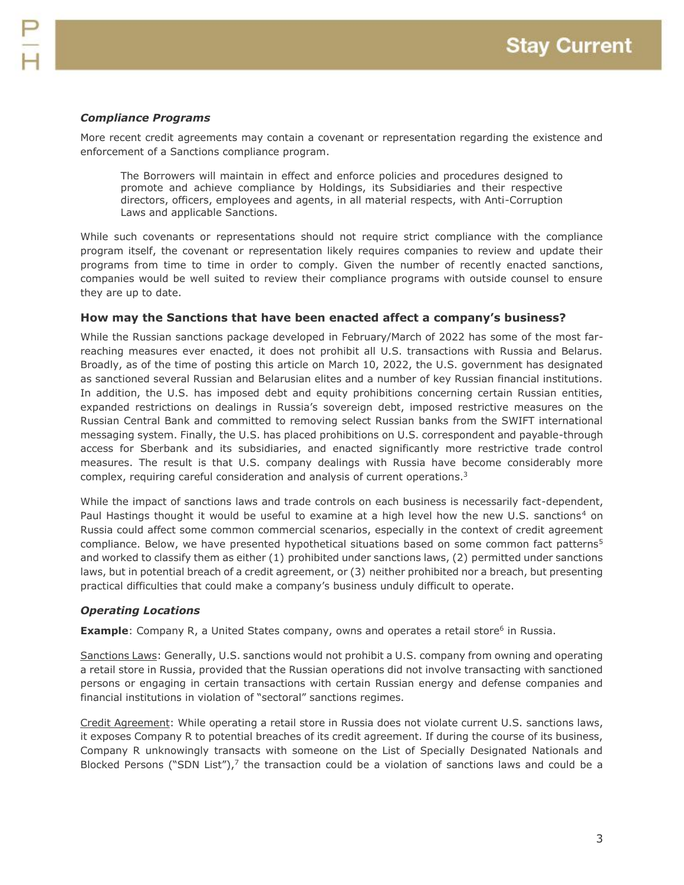### *Compliance Programs*

More recent credit agreements may contain a covenant or representation regarding the existence and enforcement of a Sanctions compliance program.

> The Borrowers will maintain in effect and enforce policies and procedures designed to promote and achieve compliance by Holdings, its Subsidiaries and their respective directors, officers, employees and agents, in all material respects, with Anti-Corruption Laws and applicable Sanctions.

While such covenants or representations should not require strict compliance with the compliance program itself, the covenant or representation likely requires companies to review and update their programs from time to time in order to comply. Given the number of recently enacted sanctions, companies would be well suited to review their compliance programs with outside counsel to ensure they are up to date.

## How may the Sanctions that have been enacted affect a company's business?

While the Russian sanctions package developed in February/March of 2022 has some of the most far-reaching measures ever enacted, it does not prohibit all U.S. transactions with Russia and Belarus. Broadly, as of the time of posting this article on March 10, 2022, the U.S. government has designated as sanctioned several Russian and Belarusian elites and a number of key Russian financial institutions. In addition, the U.S. has imposed debt and equity prohibitions concerning certain Russian entities, expanded restrictions on dealings in Russia's sovereign debt, imposed restrictive measures on the Russian Central Bank and committed to removing select Russian banks from the SWIFT international messaging system. Finally, the U.S. has placed prohibitions on U.S. correspondent and payable-through access for Sberbank and its subsidiaries, and enacted significantly more restrictive trade control measures. The result is that U.S. company dealings with Russia have become considerably more complex, requiring careful consideration and analysis of current operations.[3]

While the impact of sanctions laws and trade controls on each business is necessarily fact-dependent, Paul Hastings thought it would be useful to examine at a high level how the new U.S. sanctions[4] on Russia could affect some common commercial scenarios, especially in the context of credit agreement compliance. Below, we have presented hypothetical situations based on some common fact patterns[5] and worked to classify them as either (1) prohibited under sanctions laws, (2) permitted under sanctions laws, but in potential breach of a credit agreement, or (3) neither prohibited nor a breach, but presenting practical difficulties that could make a company's business unduly difficult to operate.

### *Operating Locations*

**Example**: Company R, a United States company, owns and operates a retail store[6] in Russia.

<u>Sanctions Laws</u>: Generally, U.S. sanctions would not prohibit a U.S. company from owning and operating a retail store in Russia, provided that the Russian operations did not involve transacting with sanctioned persons or engaging in certain transactions with certain Russian energy and defense companies and financial institutions in violation of "sectoral" sanctions regimes.

<u>Credit Agreement</u>: While operating a retail store in Russia does not violate current U.S. sanctions laws, it exposes Company R to potential breaches of its credit agreement. If during the course of its business, Company R unknowingly transacts with someone on the List of Specially Designated Nationals and Blocked Persons ("SDN List"),[7] the transaction could be a violation of sanctions laws and could be a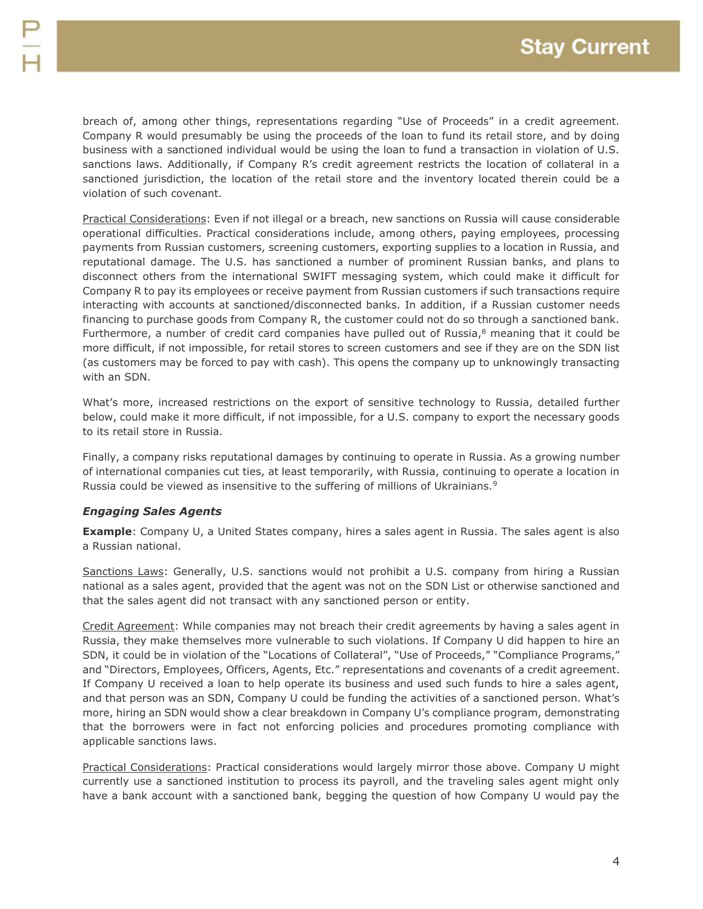breach of, among other things, representations regarding "Use of Proceeds" in a credit agreement. Company R would presumably be using the proceeds of the loan to fund its retail store, and by doing business with a sanctioned individual would be using the loan to fund a transaction in violation of U.S. sanctions laws. Additionally, if Company R's credit agreement restricts the location of collateral in a sanctioned jurisdiction, the location of the retail store and the inventory located therein could be a violation of such covenant.

Practical Considerations: Even if not illegal or a breach, new sanctions on Russia will cause considerable operational difficulties. Practical considerations include, among others, paying employees, processing payments from Russian customers, screening customers, exporting supplies to a location in Russia, and reputational damage. The U.S. has sanctioned a number of prominent Russian banks, and plans to disconnect others from the international SWIFT messaging system, which could make it difficult for Company R to pay its employees or receive payment from Russian customers if such transactions require interacting with accounts at sanctioned/disconnected banks. In addition, if a Russian customer needs financing to purchase goods from Company R, the customer could not do so through a sanctioned bank. Furthermore, a number of credit card companies have pulled out of Russia,[8] meaning that it could be more difficult, if not impossible, for retail stores to screen customers and see if they are on the SDN list (as customers may be forced to pay with cash). This opens the company up to unknowingly transacting with an SDN.

What's more, increased restrictions on the export of sensitive technology to Russia, detailed further below, could make it more difficult, if not impossible, for a U.S. company to export the necessary goods to its retail store in Russia.

Finally, a company risks reputational damages by continuing to operate in Russia. As a growing number of international companies cut ties, at least temporarily, with Russia, continuing to operate a location in Russia could be viewed as insensitive to the suffering of millions of Ukrainians.[9]

### *Engaging Sales Agents*

**Example**: Company U, a United States company, hires a sales agent in Russia. The sales agent is also a Russian national.

Sanctions Laws: Generally, U.S. sanctions would not prohibit a U.S. company from hiring a Russian national as a sales agent, provided that the agent was not on the SDN List or otherwise sanctioned and that the sales agent did not transact with any sanctioned person or entity.

Credit Agreement: While companies may not breach their credit agreements by having a sales agent in Russia, they make themselves more vulnerable to such violations. If Company U did happen to hire an SDN, it could be in violation of the "Locations of Collateral", "Use of Proceeds," "Compliance Programs," and "Directors, Employees, Officers, Agents, Etc." representations and covenants of a credit agreement. If Company U received a loan to help operate its business and used such funds to hire a sales agent, and that person was an SDN, Company U could be funding the activities of a sanctioned person. What's more, hiring an SDN would show a clear breakdown in Company U's compliance program, demonstrating that the borrowers were in fact not enforcing policies and procedures promoting compliance with applicable sanctions laws.

Practical Considerations: Practical considerations would largely mirror those above. Company U might currently use a sanctioned institution to process its payroll, and the traveling sales agent might only have a bank account with a sanctioned bank, begging the question of how Company U would pay the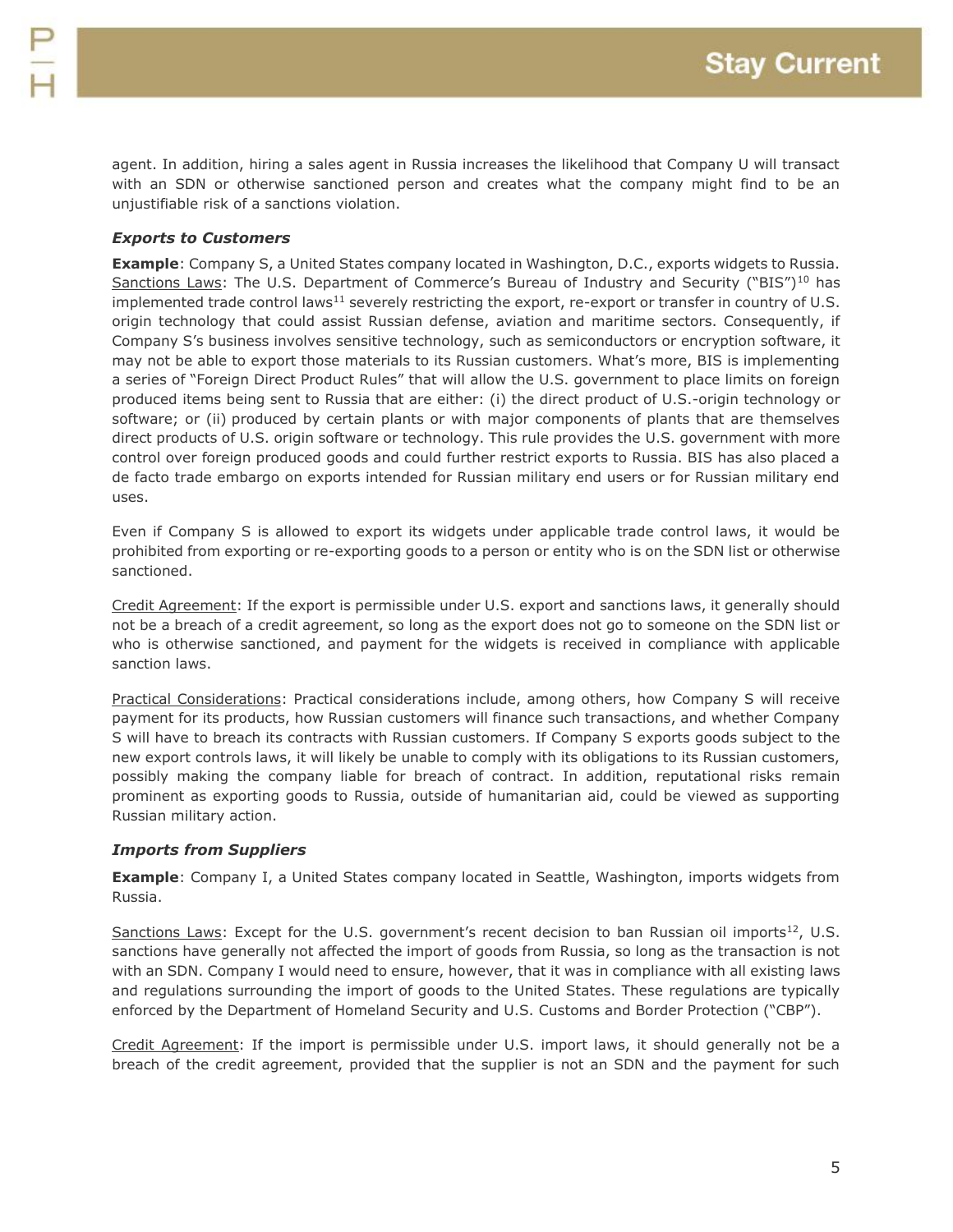agent. In addition, hiring a sales agent in Russia increases the likelihood that Company U will transact with an SDN or otherwise sanctioned person and creates what the company might find to be an unjustifiable risk of a sanctions violation.

### *Exports to Customers*

**Example**: Company S, a United States company located in Washington, D.C., exports widgets to Russia. Sanctions Laws: The U.S. Department of Commerce's Bureau of Industry and Security ("BIS")[10] has implemented trade control laws[11] severely restricting the export, re-export or transfer in country of U.S. origin technology that could assist Russian defense, aviation and maritime sectors. Consequently, if Company S's business involves sensitive technology, such as semiconductors or encryption software, it may not be able to export those materials to its Russian customers. What's more, BIS is implementing a series of "Foreign Direct Product Rules" that will allow the U.S. government to place limits on foreign produced items being sent to Russia that are either: (i) the direct product of U.S.-origin technology or software; or (ii) produced by certain plants or with major components of plants that are themselves direct products of U.S. origin software or technology. This rule provides the U.S. government with more control over foreign produced goods and could further restrict exports to Russia. BIS has also placed a de facto trade embargo on exports intended for Russian military end users or for Russian military end uses.

Even if Company S is allowed to export its widgets under applicable trade control laws, it would be prohibited from exporting or re-exporting goods to a person or entity who is on the SDN list or otherwise sanctioned.

Credit Agreement: If the export is permissible under U.S. export and sanctions laws, it generally should not be a breach of a credit agreement, so long as the export does not go to someone on the SDN list or who is otherwise sanctioned, and payment for the widgets is received in compliance with applicable sanction laws.

Practical Considerations: Practical considerations include, among others, how Company S will receive payment for its products, how Russian customers will finance such transactions, and whether Company S will have to breach its contracts with Russian customers. If Company S exports goods subject to the new export controls laws, it will likely be unable to comply with its obligations to its Russian customers, possibly making the company liable for breach of contract. In addition, reputational risks remain prominent as exporting goods to Russia, outside of humanitarian aid, could be viewed as supporting Russian military action.

### *Imports from Suppliers*

**Example**: Company I, a United States company located in Seattle, Washington, imports widgets from Russia.

Sanctions Laws: Except for the U.S. government's recent decision to ban Russian oil imports[12], U.S. sanctions have generally not affected the import of goods from Russia, so long as the transaction is not with an SDN. Company I would need to ensure, however, that it was in compliance with all existing laws and regulations surrounding the import of goods to the United States. These regulations are typically enforced by the Department of Homeland Security and U.S. Customs and Border Protection ("CBP").

Credit Agreement: If the import is permissible under U.S. import laws, it should generally not be a breach of the credit agreement, provided that the supplier is not an SDN and the payment for such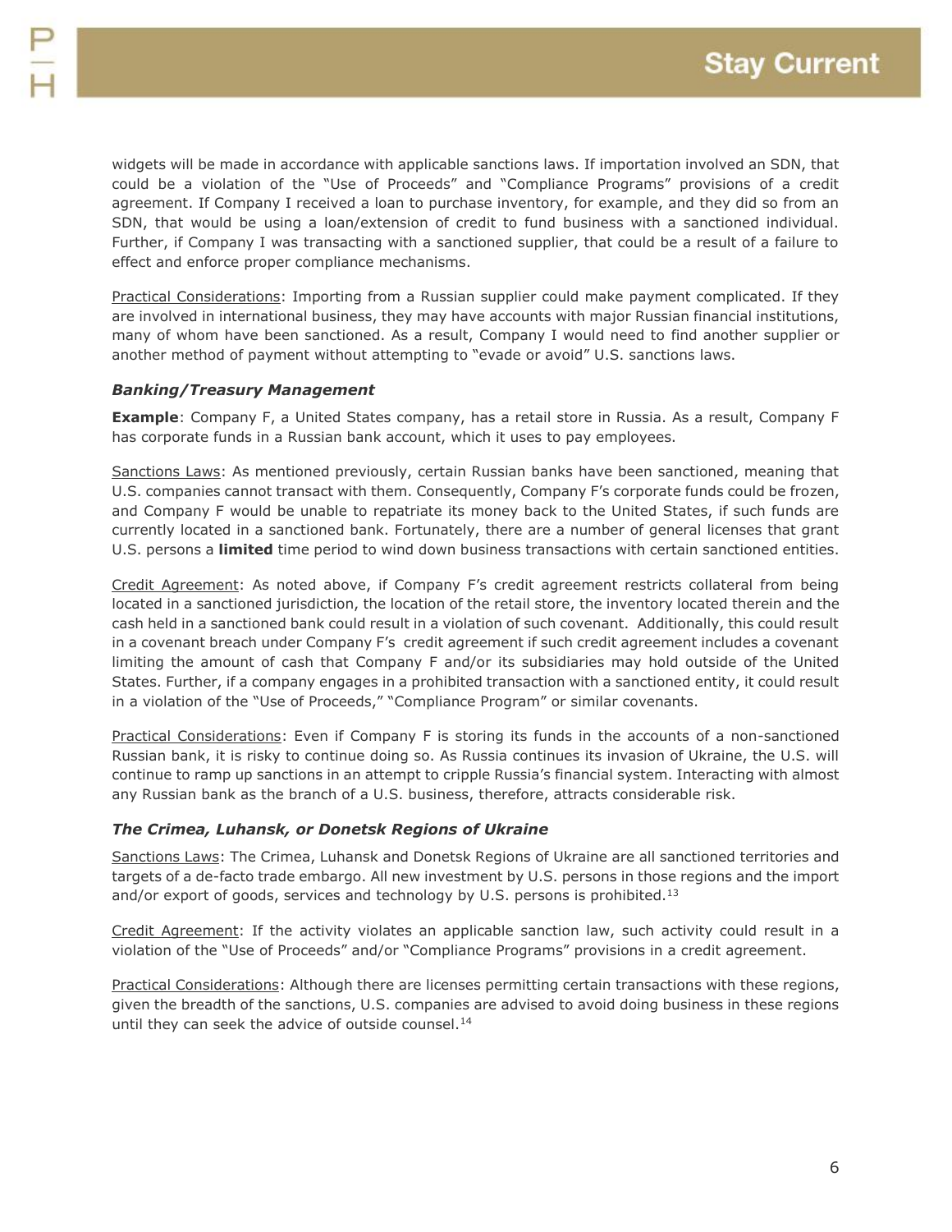widgets will be made in accordance with applicable sanctions laws. If importation involved an SDN, that could be a violation of the "Use of Proceeds" and "Compliance Programs" provisions of a credit agreement. If Company I received a loan to purchase inventory, for example, and they did so from an SDN, that would be using a loan/extension of credit to fund business with a sanctioned individual. Further, if Company I was transacting with a sanctioned supplier, that could be a result of a failure to effect and enforce proper compliance mechanisms.

<u>Practical Considerations</u>: Importing from a Russian supplier could make payment complicated. If they are involved in international business, they may have accounts with major Russian financial institutions, many of whom have been sanctioned. As a result, Company I would need to find another supplier or another method of payment without attempting to "evade or avoid" U.S. sanctions laws.

### *Banking/Treasury Management*

**Example**: Company F, a United States company, has a retail store in Russia. As a result, Company F has corporate funds in a Russian bank account, which it uses to pay employees.

<u>Sanctions Laws</u>: As mentioned previously, certain Russian banks have been sanctioned, meaning that U.S. companies cannot transact with them. Consequently, Company F's corporate funds could be frozen, and Company F would be unable to repatriate its money back to the United States, if such funds are currently located in a sanctioned bank. Fortunately, there are a number of general licenses that grant U.S. persons a **limited** time period to wind down business transactions with certain sanctioned entities.

<u>Credit Agreement</u>: As noted above, if Company F's credit agreement restricts collateral from being located in a sanctioned jurisdiction, the location of the retail store, the inventory located therein and the cash held in a sanctioned bank could result in a violation of such covenant. Additionally, this could result in a covenant breach under Company F's credit agreement if such credit agreement includes a covenant limiting the amount of cash that Company F and/or its subsidiaries may hold outside of the United States. Further, if a company engages in a prohibited transaction with a sanctioned entity, it could result in a violation of the "Use of Proceeds," "Compliance Program" or similar covenants.

<u>Practical Considerations</u>: Even if Company F is storing its funds in the accounts of a non-sanctioned Russian bank, it is risky to continue doing so. As Russia continues its invasion of Ukraine, the U.S. will continue to ramp up sanctions in an attempt to cripple Russia's financial system. Interacting with almost any Russian bank as the branch of a U.S. business, therefore, attracts considerable risk.

### *The Crimea, Luhansk, or Donetsk Regions of Ukraine*

<u>Sanctions Laws</u>: The Crimea, Luhansk and Donetsk Regions of Ukraine are all sanctioned territories and targets of a de-facto trade embargo. All new investment by U.S. persons in those regions and the import and/or export of goods, services and technology by U.S. persons is prohibited.[13]

<u>Credit Agreement</u>: If the activity violates an applicable sanction law, such activity could result in a violation of the "Use of Proceeds" and/or "Compliance Programs" provisions in a credit agreement.

<u>Practical Considerations</u>: Although there are licenses permitting certain transactions with these regions, given the breadth of the sanctions, U.S. companies are advised to avoid doing business in these regions until they can seek the advice of outside counsel.[14]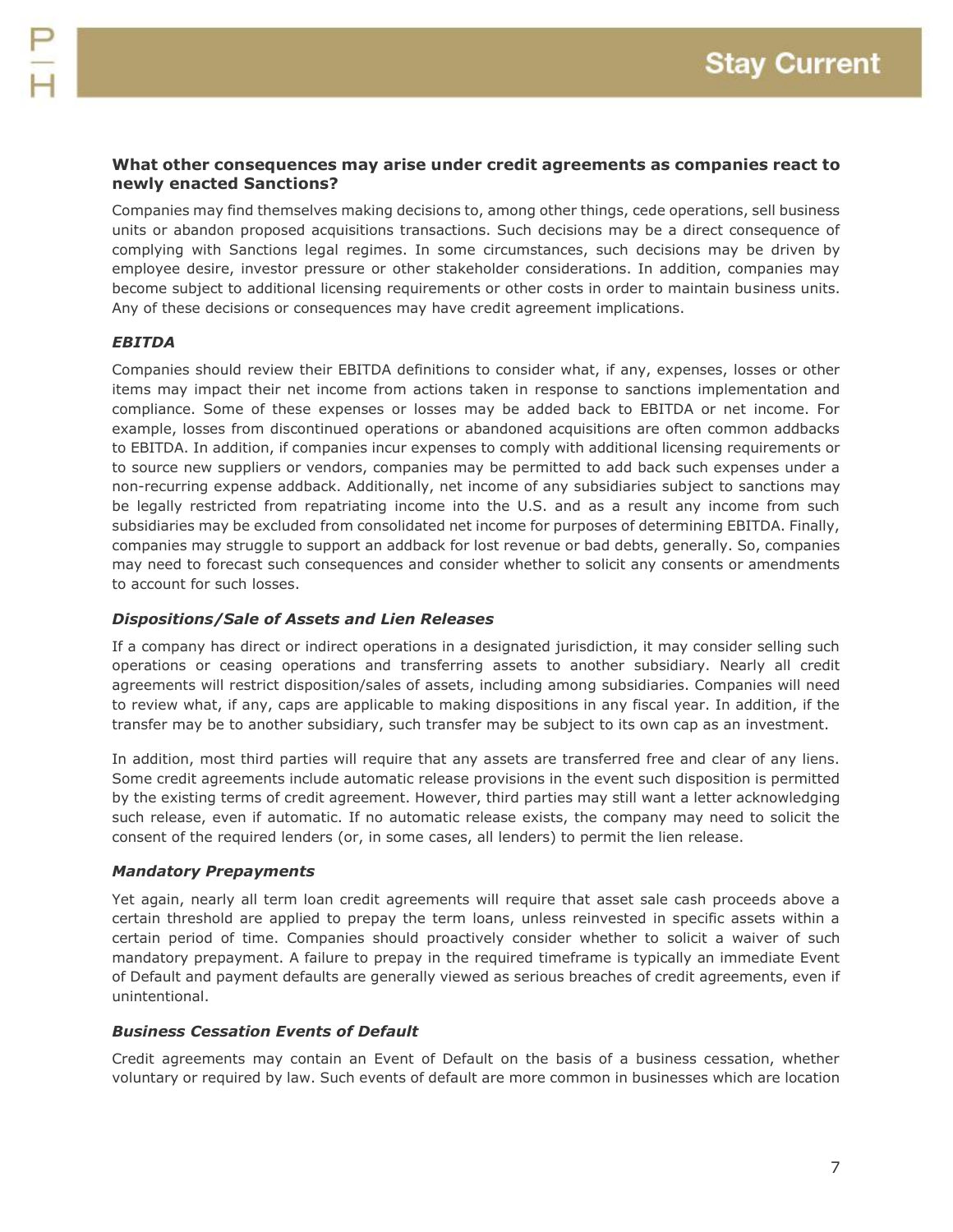### What other consequences may arise under credit agreements as companies react to newly enacted Sanctions?

Companies may find themselves making decisions to, among other things, cede operations, sell business units or abandon proposed acquisitions transactions. Such decisions may be a direct consequence of complying with Sanctions legal regimes. In some circumstances, such decisions may be driven by employee desire, investor pressure or other stakeholder considerations. In addition, companies may become subject to additional licensing requirements or other costs in order to maintain business units. Any of these decisions or consequences may have credit agreement implications.

#### *EBITDA*

Companies should review their EBITDA definitions to consider what, if any, expenses, losses or other items may impact their net income from actions taken in response to sanctions implementation and compliance. Some of these expenses or losses may be added back to EBITDA or net income. For example, losses from discontinued operations or abandoned acquisitions are often common addbacks to EBITDA. In addition, if companies incur expenses to comply with additional licensing requirements or to source new suppliers or vendors, companies may be permitted to add back such expenses under a non-recurring expense addback. Additionally, net income of any subsidiaries subject to sanctions may be legally restricted from repatriating income into the U.S. and as a result any income from such subsidiaries may be excluded from consolidated net income for purposes of determining EBITDA. Finally, companies may struggle to support an addback for lost revenue or bad debts, generally. So, companies may need to forecast such consequences and consider whether to solicit any consents or amendments to account for such losses.

#### *Dispositions/Sale of Assets and Lien Releases*

If a company has direct or indirect operations in a designated jurisdiction, it may consider selling such operations or ceasing operations and transferring assets to another subsidiary. Nearly all credit agreements will restrict disposition/sales of assets, including among subsidiaries. Companies will need to review what, if any, caps are applicable to making dispositions in any fiscal year. In addition, if the transfer may be to another subsidiary, such transfer may be subject to its own cap as an investment.

In addition, most third parties will require that any assets are transferred free and clear of any liens. Some credit agreements include automatic release provisions in the event such disposition is permitted by the existing terms of credit agreement. However, third parties may still want a letter acknowledging such release, even if automatic. If no automatic release exists, the company may need to solicit the consent of the required lenders (or, in some cases, all lenders) to permit the lien release.

#### *Mandatory Prepayments*

Yet again, nearly all term loan credit agreements will require that asset sale cash proceeds above a certain threshold are applied to prepay the term loans, unless reinvested in specific assets within a certain period of time. Companies should proactively consider whether to solicit a waiver of such mandatory prepayment. A failure to prepay in the required timeframe is typically an immediate Event of Default and payment defaults are generally viewed as serious breaches of credit agreements, even if unintentional.

#### *Business Cessation Events of Default*

Credit agreements may contain an Event of Default on the basis of a business cessation, whether voluntary or required by law. Such events of default are more common in businesses which are location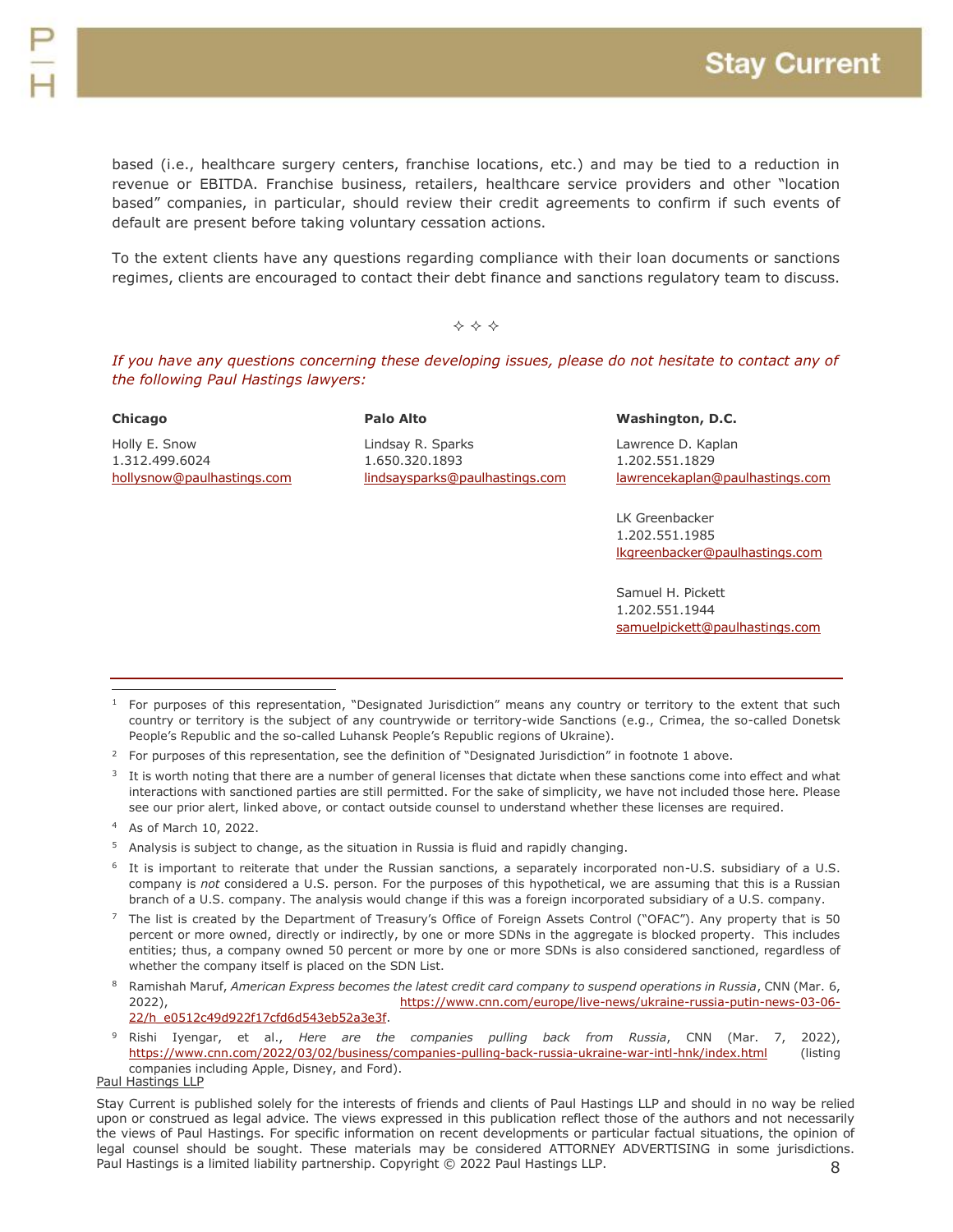based (i.e., healthcare surgery centers, franchise locations, etc.) and may be tied to a reduction in revenue or EBITDA. Franchise business, retailers, healthcare service providers and other "location based" companies, in particular, should review their credit agreements to confirm if such events of default are present before taking voluntary cessation actions.

To the extent clients have any questions regarding compliance with their loan documents or sanctions regimes, clients are encouraged to contact their debt finance and sanctions regulatory team to discuss.

✧ ✧ ✧

*If you have any questions concerning these developing issues, please do not hesitate to contact any of the following Paul Hastings lawyers:*

**Chicago**

Holly E. Snow
1.312.499.6024
hollysnow@paulhastings.com

**Palo Alto**

Lindsay R. Sparks
1.650.320.1893
lindsaysparks@paulhastings.com

**Washington, D.C.**

Lawrence D. Kaplan
1.202.551.1829
lawrencekaplan@paulhastings.com

LK Greenbacker
1.202.551.1985
lkgreenbacker@paulhastings.com

Samuel H. Pickett
1.202.551.1944
samuelpickett@paulhastings.com

---

[1] For purposes of this representation, "Designated Jurisdiction" means any country or territory to the extent that such country or territory is the subject of any countrywide or territory-wide Sanctions (e.g., Crimea, the so-called Donetsk People's Republic and the so-called Luhansk People's Republic regions of Ukraine).

[2] For purposes of this representation, see the definition of "Designated Jurisdiction" in footnote 1 above.

[3] It is worth noting that there are a number of general licenses that dictate when these sanctions come into effect and what interactions with sanctioned parties are still permitted. For the sake of simplicity, we have not included those here. Please see our prior alert, linked above, or contact outside counsel to understand whether these licenses are required.

[4] As of March 10, 2022.

[5] Analysis is subject to change, as the situation in Russia is fluid and rapidly changing.

[6] It is important to reiterate that under the Russian sanctions, a separately incorporated non-U.S. subsidiary of a U.S. company is *not* considered a U.S. person. For the purposes of this hypothetical, we are assuming that this is a Russian branch of a U.S. company. The analysis would change if this was a foreign incorporated subsidiary of a U.S. company.

[7] The list is created by the Department of Treasury's Office of Foreign Assets Control ("OFAC"). Any property that is 50 percent or more owned, directly or indirectly, by one or more SDNs in the aggregate is blocked property. This includes entities; thus, a company owned 50 percent or more by one or more SDNs is also considered sanctioned, regardless of whether the company itself is placed on the SDN List.

[8] Ramishah Maruf, *American Express becomes the latest credit card company to suspend operations in Russia*, CNN (Mar. 6, 2022), https://www.cnn.com/europe/live-news/ukraine-russia-putin-news-03-06-22/h_e0512c49d922f17cfd6d543eb52a3e3f.

[9] Rishi Iyengar, et al., *Here are the companies pulling back from Russia*, CNN (Mar. 7, 2022), https://www.cnn.com/2022/03/02/business/companies-pulling-back-russia-ukraine-war-intl-hnk/index.html (listing companies including Apple, Disney, and Ford).

Paul Hastings LLP

Stay Current is published solely for the interests of friends and clients of Paul Hastings LLP and should in no way be relied upon or construed as legal advice. The views expressed in this publication reflect those of the authors and not necessarily the views of Paul Hastings. For specific information on recent developments or particular factual situations, the opinion of legal counsel should be sought. These materials may be considered ATTORNEY ADVERTISING in some jurisdictions. Paul Hastings is a limited liability partnership. Copyright © 2022 Paul Hastings LLP.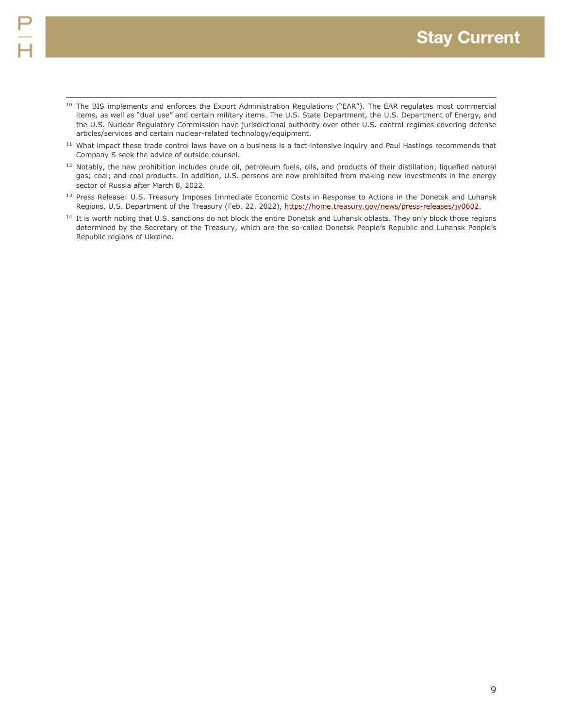[10] The BIS implements and enforces the Export Administration Regulations ("EAR"). The EAR regulates most commercial items, as well as "dual use" and certain military items. The U.S. State Department, the U.S. Department of Energy, and the U.S. Nuclear Regulatory Commission have jurisdictional authority over other U.S. control regimes covering defense articles/services and certain nuclear-related technology/equipment.

[11] What impact these trade control laws have on a business is a fact-intensive inquiry and Paul Hastings recommends that Company S seek the advice of outside counsel.

[12] Notably, the new prohibition includes crude oil, petroleum fuels, oils, and products of their distillation; liquefied natural gas; coal; and coal products. In addition, U.S. persons are now prohibited from making new investments in the energy sector of Russia after March 8, 2022.

[13] Press Release: U.S. Treasury Imposes Immediate Economic Costs in Response to Actions in the Donetsk and Luhansk Regions, U.S. Department of the Treasury (Feb. 22, 2022), https://home.treasury.gov/news/press-releases/jy0602.

[14] It is worth noting that U.S. sanctions do not block the entire Donetsk and Luhansk oblasts. They only block those regions determined by the Secretary of the Treasury, which are the so-called Donetsk People's Republic and Luhansk People's Republic regions of Ukraine.